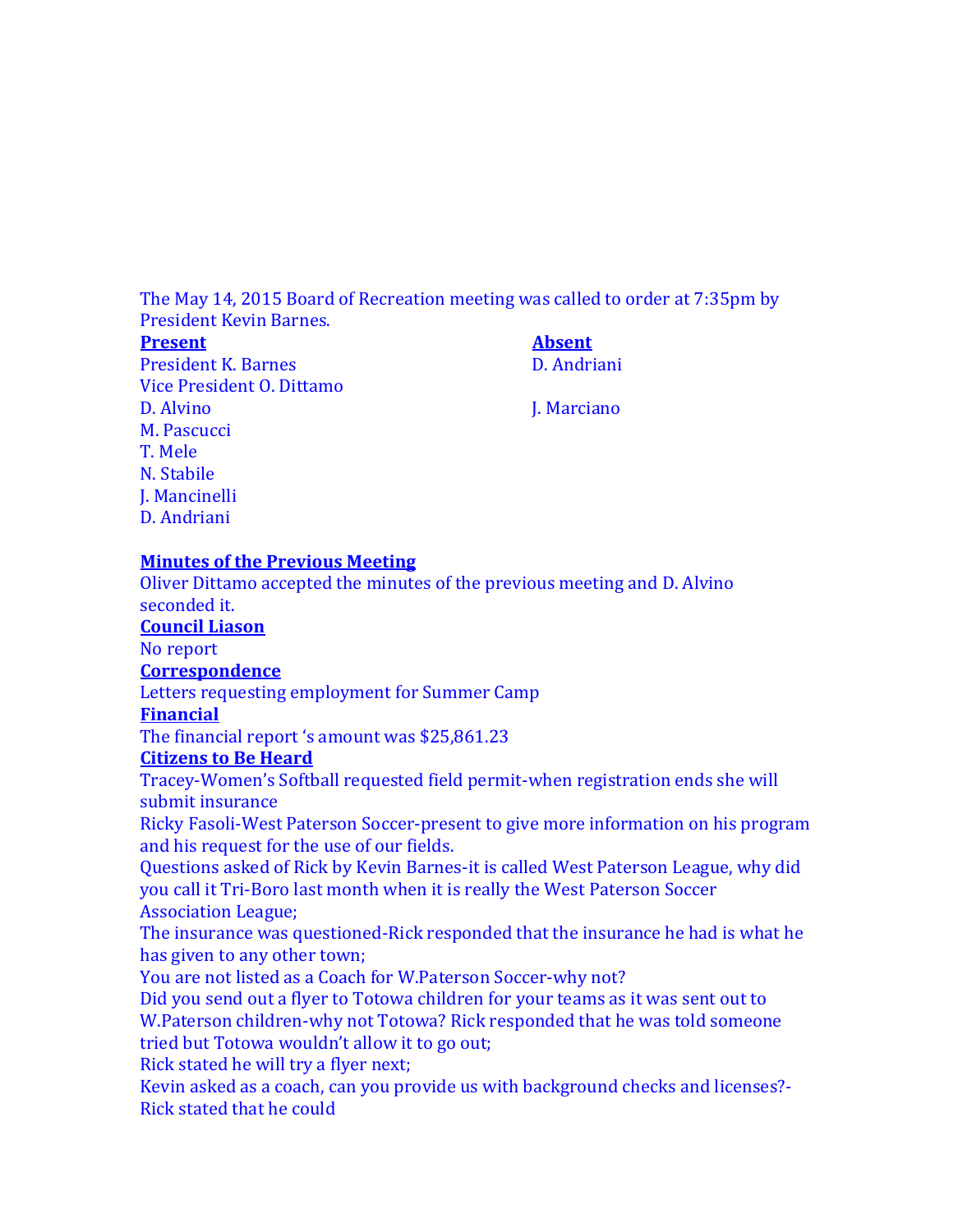The May 14, 2015 Board of Recreation meeting was called to order at 7:35pm by President Kevin Barnes.

| **Present** | **Absent** |
|---|---|
| President K. Barnes | D. Andriani |
| Vice President O. Dittamo | |
| D. Alvino | J. Marciano |
| M. Pascucci | |
| T. Mele | |
| N. Stabile | |
| J. Mancinelli | |
| D. Andriani | |

**Minutes of the Previous Meeting**

Oliver Dittamo accepted the minutes of the previous meeting and D. Alvino seconded it.

**Council Liason**

No report

**Correspondence**

Letters requesting employment for Summer Camp

**Financial**

The financial report 's amount was $25,861.23

**Citizens to Be Heard**

Tracey-Women's Softball requested field permit-when registration ends she will submit insurance

Ricky Fasoli-West Paterson Soccer-present to give more information on his program and his request for the use of our fields.

Questions asked of Rick by Kevin Barnes-it is called West Paterson League, why did you call it Tri-Boro last month when it is really the West Paterson Soccer Association League;

The insurance was questioned-Rick responded that the insurance he had is what he has given to any other town;

You are not listed as a Coach for W.Paterson Soccer-why not?

Did you send out a flyer to Totowa children for your teams as it was sent out to W.Paterson children-why not Totowa? Rick responded that he was told someone tried but Totowa wouldn't allow it to go out;

Rick stated he will try a flyer next;

Kevin asked as a coach, can you provide us with background checks and licenses?-Rick stated that he could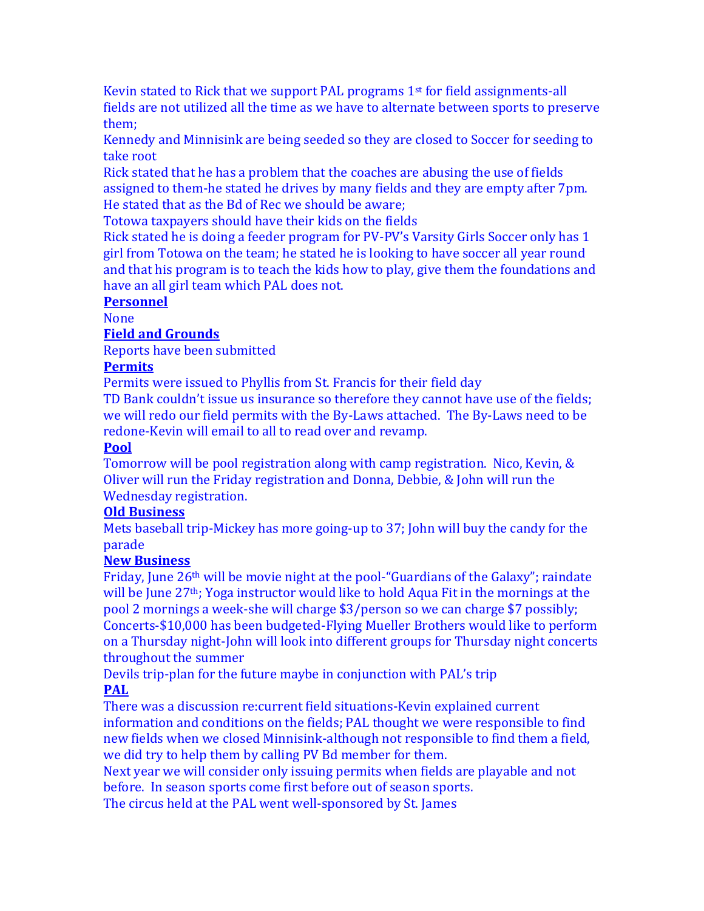Kevin stated to Rick that we support PAL programs 1st for field assignments-all fields are not utilized all the time as we have to alternate between sports to preserve them;
Kennedy and Minnisink are being seeded so they are closed to Soccer for seeding to take root
Rick stated that he has a problem that the coaches are abusing the use of fields assigned to them-he stated he drives by many fields and they are empty after 7pm. He stated that as the Bd of Rec we should be aware;
Totowa taxpayers should have their kids on the fields
Rick stated he is doing a feeder program for PV-PV's Varsity Girls Soccer only has 1 girl from Totowa on the team; he stated he is looking to have soccer all year round and that his program is to teach the kids how to play, give them the foundations and have an all girl team which PAL does not.

**Personnel**

None

**Field and Grounds**

Reports have been submitted

**Permits**

Permits were issued to Phyllis from St. Francis for their field day
TD Bank couldn't issue us insurance so therefore they cannot have use of the fields; we will redo our field permits with the By-Laws attached. The By-Laws need to be redone-Kevin will email to all to read over and revamp.

**Pool**

Tomorrow will be pool registration along with camp registration. Nico, Kevin, & Oliver will run the Friday registration and Donna, Debbie, & John will run the Wednesday registration.

**Old Business**

Mets baseball trip-Mickey has more going-up to 37; John will buy the candy for the parade

**New Business**

Friday, June 26th will be movie night at the pool-"Guardians of the Galaxy"; raindate will be June 27th; Yoga instructor would like to hold Aqua Fit in the mornings at the pool 2 mornings a week-she will charge $3/person so we can charge $7 possibly; Concerts-$10,000 has been budgeted-Flying Mueller Brothers would like to perform on a Thursday night-John will look into different groups for Thursday night concerts throughout the summer
Devils trip-plan for the future maybe in conjunction with PAL's trip

**PAL**

There was a discussion re:current field situations-Kevin explained current information and conditions on the fields; PAL thought we were responsible to find new fields when we closed Minnisink-although not responsible to find them a field, we did try to help them by calling PV Bd member for them.
Next year we will consider only issuing permits when fields are playable and not before. In season sports come first before out of season sports.
The circus held at the PAL went well-sponsored by St. James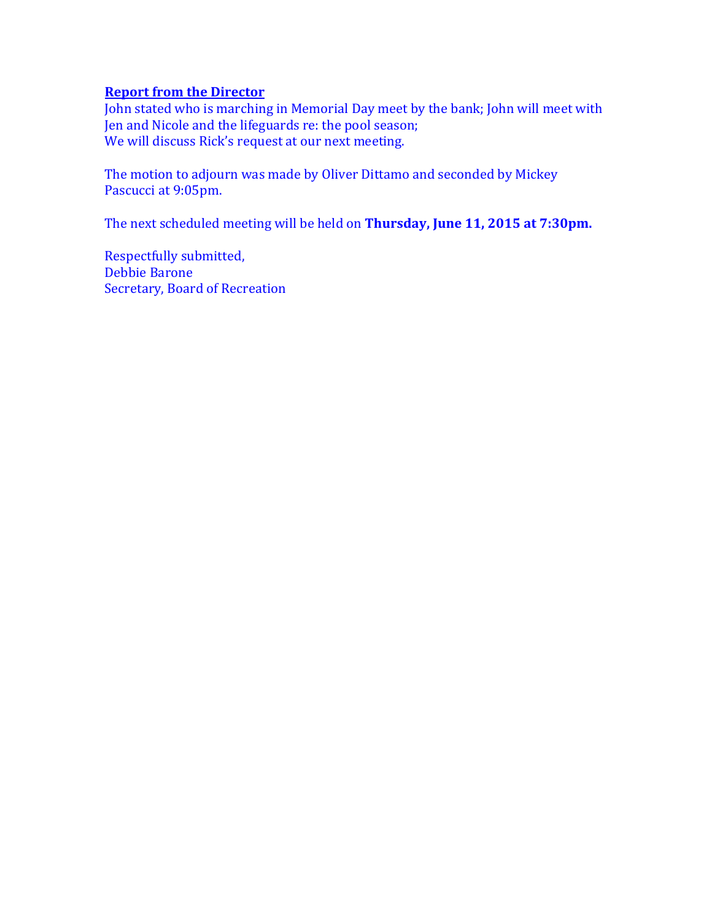**Report from the Director**

John stated who is marching in Memorial Day meet by the bank; John will meet with Jen and Nicole and the lifeguards re: the pool season;
We will discuss Rick's request at our next meeting.

The motion to adjourn was made by Oliver Dittamo and seconded by Mickey Pascucci at 9:05pm.

The next scheduled meeting will be held on **Thursday, June 11, 2015 at 7:30pm.**

Respectfully submitted,
Debbie Barone
Secretary, Board of Recreation